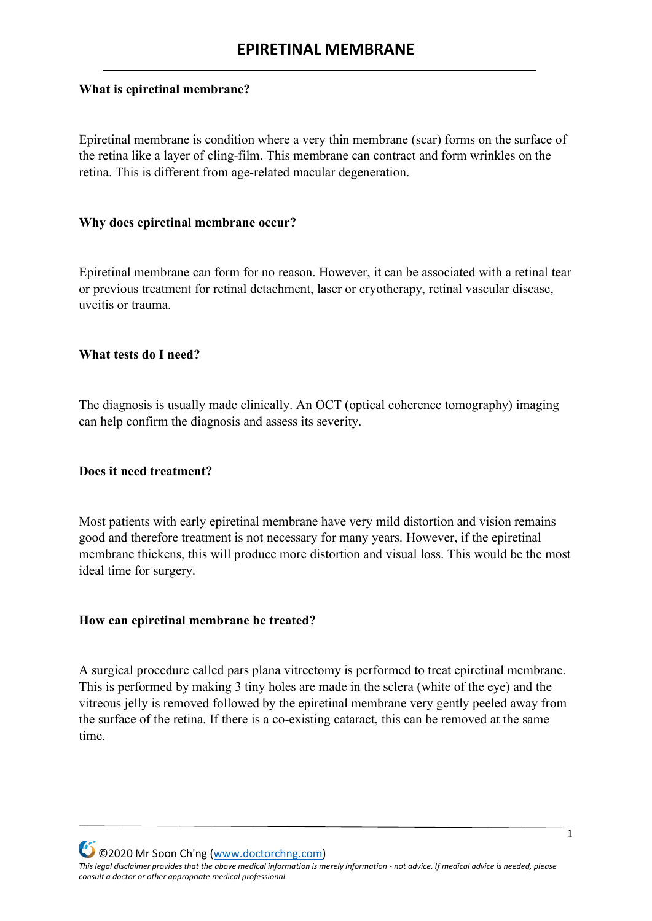# EPIRETINAL MEMBRANE

**What is epiretinal membrane?**

Epiretinal membrane is condition where a very thin membrane (scar) forms on the surface of the retina like a layer of cling-film. This membrane can contract and form wrinkles on the retina. This is different from age-related macular degeneration.

**Why does epiretinal membrane occur?**

Epiretinal membrane can form for no reason. However, it can be associated with a retinal tear or previous treatment for retinal detachment, laser or cryotherapy, retinal vascular disease, uveitis or trauma.

**What tests do I need?**

The diagnosis is usually made clinically. An OCT (optical coherence tomography) imaging can help confirm the diagnosis and assess its severity.

**Does it need treatment?**

Most patients with early epiretinal membrane have very mild distortion and vision remains good and therefore treatment is not necessary for many years. However, if the epiretinal membrane thickens, this will produce more distortion and visual loss. This would be the most ideal time for surgery.

**How can epiretinal membrane be treated?**

A surgical procedure called pars plana vitrectomy is performed to treat epiretinal membrane. This is performed by making 3 tiny holes are made in the sclera (white of the eye) and the vitreous jelly is removed followed by the epiretinal membrane very gently peeled away from the surface of the retina. If there is a co-existing cataract, this can be removed at the same time.

©2020 Mr Soon Ch'ng (www.doctorchng.com)

*This legal disclaimer provides that the above medical information is merely information - not advice. If medical advice is needed, please consult a doctor or other appropriate medical professional.*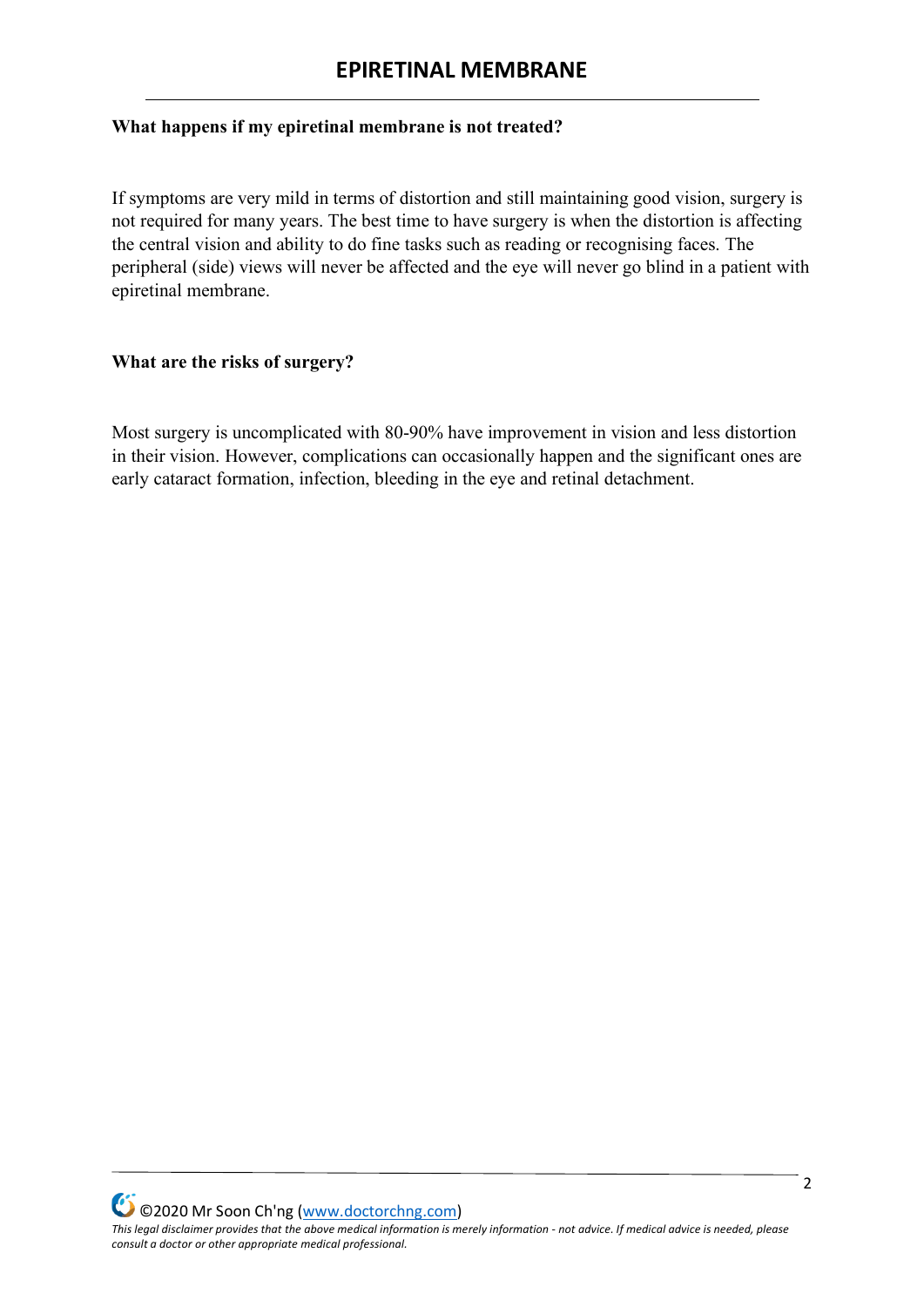**What happens if my epiretinal membrane is not treated?**

If symptoms are very mild in terms of distortion and still maintaining good vision, surgery is not required for many years. The best time to have surgery is when the distortion is affecting the central vision and ability to do fine tasks such as reading or recognising faces. The peripheral (side) views will never be affected and the eye will never go blind in a patient with epiretinal membrane.

**What are the risks of surgery?**

Most surgery is uncomplicated with 80-90% have improvement in vision and less distortion in their vision. However, complications can occasionally happen and the significant ones are early cataract formation, infection, bleeding in the eye and retinal detachment.